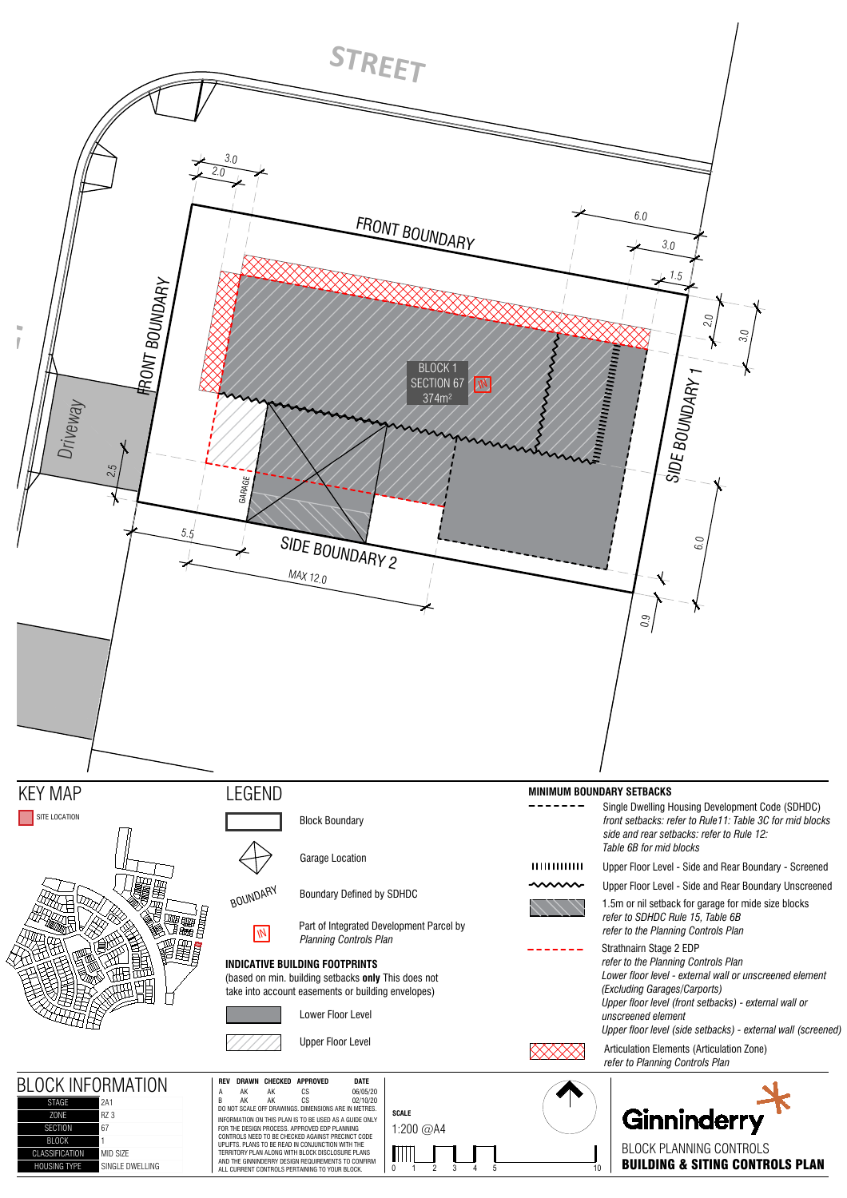STREET

FRONT BOUNDARY

FRONT BOUNDARY

SIDE BOUNDARY 1

SIDE BOUNDARY 2

Driveway

GARAGE

BLOCK 1
SECTION 67
374m²

3.0
2.0
6.0
3.0
1.5
2.0
3.0
2.5
5.5
MAX 12.0
6.0
0.9

# KEY MAP

SITE LOCATION

# LEGEND

| | |
|---|---|
| | Block Boundary |
| | Garage Location |
| BOUNDARY | Boundary Defined by SDHDC |
| IN | Part of Integrated Development Parcel by *Planning Controls Plan* |

**INDICATIVE BUILDING FOOTPRINTS**
(based on min. building setbacks **only** This does not take into account easements or building envelopes)

| | |
|---|---|
| | Lower Floor Level |
| | Upper Floor Level |

**MINIMUM BOUNDARY SETBACKS**

| | |
|---|---|
| - - - - - - - | Single Dwelling Housing Development Code (SDHDC) *front setbacks: refer to Rule11: Table 3C for mid blocks side and rear setbacks: refer to Rule 12: Table 6B for mid blocks* |
| IIIIIIIIIIII | Upper Floor Level - Side and Rear Boundary - Screened |
| ~~~~~~ | Upper Floor Level - Side and Rear Boundary Unscreened |
| | 1.5m or nil setback for garage for mide size blocks *refer to SDHDC Rule 15, Table 6B* *refer to the Planning Controls Plan* |
| - - - - - - - | Strathnairn Stage 2 EDP *refer to the Planning Controls Plan* *Lower floor level - external wall or unscreened element (Excluding Garages/Carports)* *Upper floor level (front setbacks) - external wall or unscreened element* *Upper floor level (side setbacks) - external wall (screened)* |
| | Articulation Elements (Articulation Zone) *refer to Planning Controls Plan* |

# BLOCK INFORMATION

| | |
|---|---|
| STAGE | 2A1 |
| ZONE | RZ 3 |
| SECTION | 67 |
| BLOCK | 1 |
| CLASSIFICATION | MID SIZE |
| HOUSING TYPE | SINGLE DWELLING |

| REV | DRAWN | CHECKED | APPROVED | DATE |
|---|---|---|---|---|
| A | AK | AK | CS | 06/05/20 |
| B | AK | AK | CS | 02/10/20 |

DO NOT SCALE OFF DRAWINGS. DIMENSIONS ARE IN METRES.

INFORMATION ON THIS PLAN IS TO BE USED AS A GUIDE ONLY FOR THE DESIGN PROCESS. APPROVED EDP PLANNING CONTROLS NEED TO BE CHECKED AGAINST PRECINCT CODE UPLIFTS. PLANS TO BE READ IN CONJUNCTION WITH THE TERRITORY PLAN ALONG WITH BLOCK DISCLOSURE PLANS AND THE GINNINDERRY DESIGN REQUIREMENTS TO CONFIRM ALL CURRENT CONTROLS PERTAINING TO YOUR BLOCK.

**SCALE**

1:200 @A4

0 1 2 3 4 5 10

Ginninderry

BLOCK PLANNING CONTROLS

**BUILDING & SITING CONTROLS PLAN**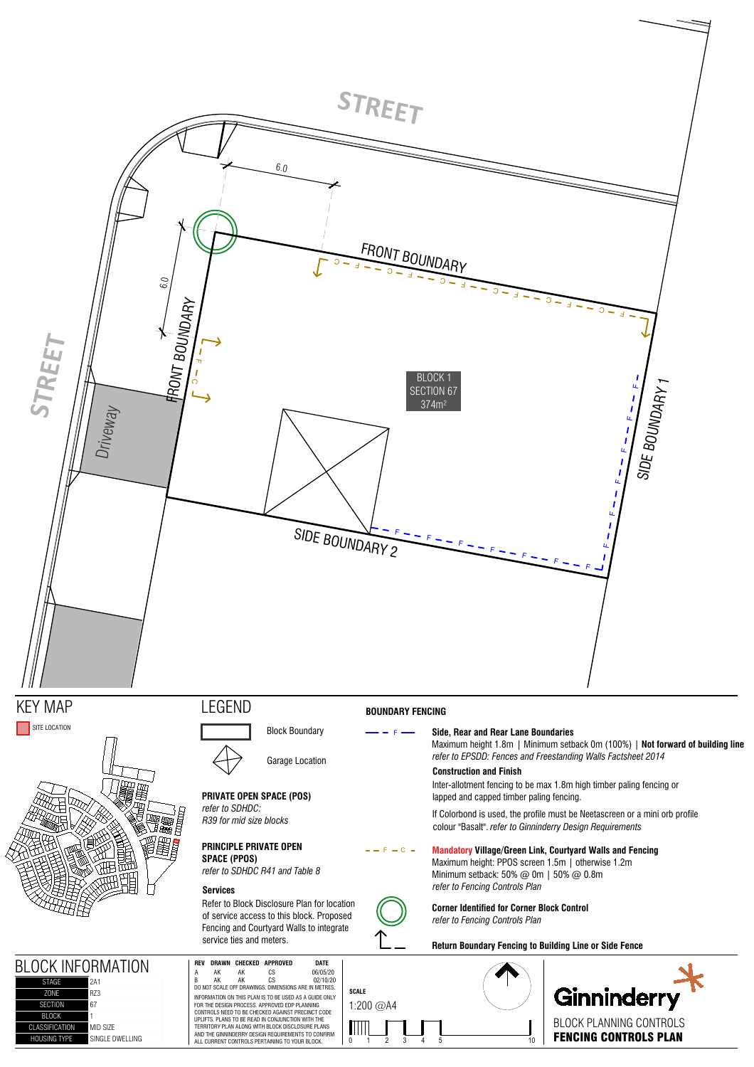STREET

STREET

6.0

6.0

FRONT BOUNDARY

FRONT BOUNDARY

Driveway

BLOCK 1
SECTION 67
374m²

SIDE BOUNDARY 1

SIDE BOUNDARY 2

## KEY MAP

SITE LOCATION

## LEGEND

Block Boundary

Garage Location

**PRIVATE OPEN SPACE (POS)**
*refer to SDHDC:*
*R39 for mid size blocks*

**PRINCIPLE PRIVATE OPEN SPACE (PPOS)**
*refer to SDHDC R41 and Table 8*

**Services**
Refer to Block Disclosure Plan for location of service access to this block. Proposed Fencing and Courtyard Walls to integrate service ties and meters.

## BOUNDARY FENCING

**Side, Rear and Rear Lane Boundaries**
Maximum height 1.8m | Minimum setback 0m (100%) | **Not forward of building line**
*refer to EPSDD: Fences and Freestanding Walls Factsheet 2014*

**Construction and Finish**
Inter-allotment fencing to be max 1.8m high timber paling fencing or lapped and capped timber paling fencing.

If Colorbond is used, the profile must be Neetascreen or a mini orb profile colour "Basalt". *refer to Ginninderry Design Requirements*

**Mandatory Village/Green Link, Courtyard Walls and Fencing**
Maximum height: PPOS screen 1.5m | otherwise 1.2m
Minimum setback: 50% @ 0m | 50% @ 0.8m
*refer to Fencing Controls Plan*

**Corner Identified for Corner Block Control**
*refer to Fencing Controls Plan*

**Return Boundary Fencing to Building Line or Side Fence**

## BLOCK INFORMATION

| | |
|---|---|
| STAGE | 2A1 |
| ZONE | RZ3 |
| SECTION | 67 |
| BLOCK | 1 |
| CLASSIFICATION | MID SIZE |
| HOUSING TYPE | SINGLE DWELLING |

| REV | DRAWN | CHECKED | APPROVED | DATE |
|---|---|---|---|---|
| A | AK | AK | CS | 06/05/20 |
| B | AK | AK | CS | 02/10/20 |

DO NOT SCALE OFF DRAWINGS. DIMENSIONS ARE IN METRES.

INFORMATION ON THIS PLAN IS TO BE USED AS A GUIDE ONLY FOR THE DESIGN PROCESS. APPROVED EDP PLANNING CONTROLS NEED TO BE CHECKED AGAINST PRECINCT CODE UPLIFTS. PLANS TO BE READ IN CONJUNCTION WITH THE TERRITORY PLAN ALONG WITH BLOCK DISCLOSURE PLANS AND THE GINNINDERRY DESIGN REQUIREMENTS TO CONFIRM ALL CURRENT CONTROLS PERTAINING TO YOUR BLOCK.

**SCALE**
1:200 @A4

0 1 2 3 4 5 10

Ginninderry

BLOCK PLANNING CONTROLS
**FENCING CONTROLS PLAN**